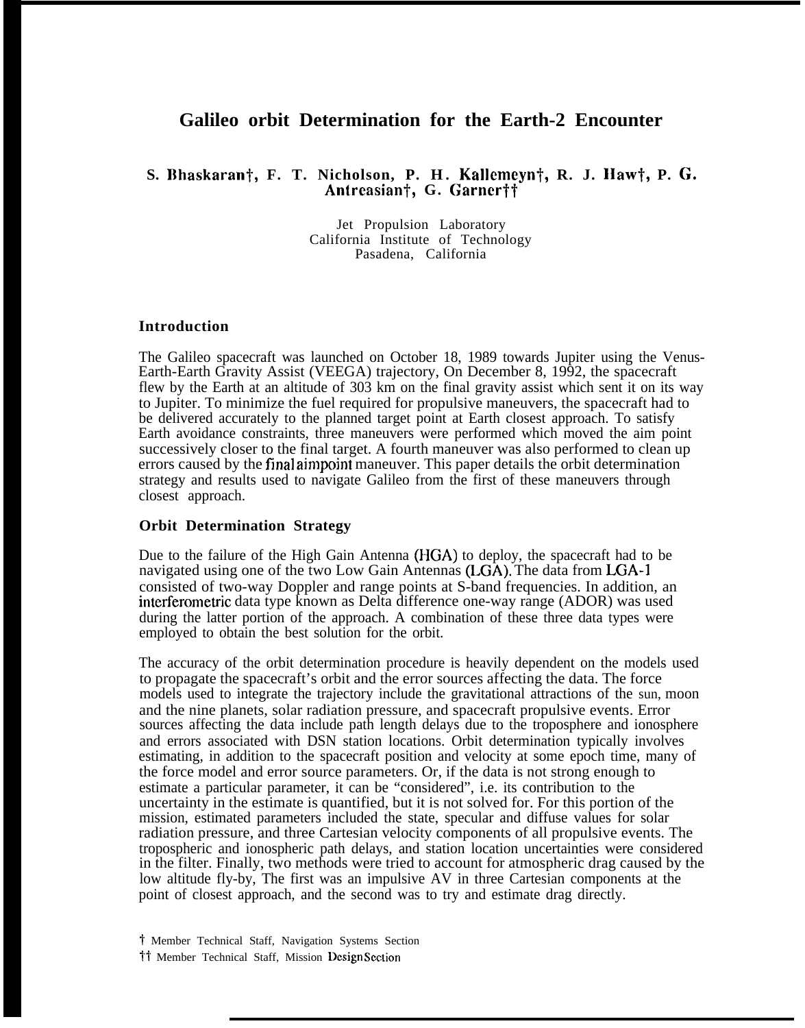# Galileo orbit Determination for the Earth-2 Encounter

**S. Bhaskaran†, F. T. Nicholson, P. H. Kallemeyn†, R. J. Haw†, P. G. Antreasian†, G. Garner††**

Jet Propulsion Laboratory
California Institute of Technology
Pasadena, California

### Introduction

The Galileo spacecraft was launched on October 18, 1989 towards Jupiter using the Venus-Earth-Earth Gravity Assist (VEEGA) trajectory, On December 8, 1992, the spacecraft flew by the Earth at an altitude of 303 km on the final gravity assist which sent it on its way to Jupiter. To minimize the fuel required for propulsive maneuvers, the spacecraft had to be delivered accurately to the planned target point at Earth closest approach. To satisfy Earth avoidance constraints, three maneuvers were performed which moved the aim point successively closer to the final target. A fourth maneuver was also performed to clean up errors caused by the final aimpoint maneuver. This paper details the orbit determination strategy and results used to navigate Galileo from the first of these maneuvers through closest approach.

### Orbit Determination Strategy

Due to the failure of the High Gain Antenna (HGA) to deploy, the spacecraft had to be navigated using one of the two Low Gain Antennas (LGA). The data from LGA-1 consisted of two-way Doppler and range points at S-band frequencies. In addition, an interferometric data type known as Delta difference one-way range (ADOR) was used during the latter portion of the approach. A combination of these three data types were employed to obtain the best solution for the orbit.

The accuracy of the orbit determination procedure is heavily dependent on the models used to propagate the spacecraft's orbit and the error sources affecting the data. The force models used to integrate the trajectory include the gravitational attractions of the sun, moon and the nine planets, solar radiation pressure, and spacecraft propulsive events. Error sources affecting the data include path length delays due to the troposphere and ionosphere and errors associated with DSN station locations. Orbit determination typically involves estimating, in addition to the spacecraft position and velocity at some epoch time, many of the force model and error source parameters. Or, if the data is not strong enough to estimate a particular parameter, it can be "considered", i.e. its contribution to the uncertainty in the estimate is quantified, but it is not solved for. For this portion of the mission, estimated parameters included the state, specular and diffuse values for solar radiation pressure, and three Cartesian velocity components of all propulsive events. The tropospheric and ionospheric path delays, and station location uncertainties were considered in the filter. Finally, two methods were tried to account for atmospheric drag caused by the low altitude fly-by, The first was an impulsive AV in three Cartesian components at the point of closest approach, and the second was to try and estimate drag directly.

† Member Technical Staff, Navigation Systems Section
†† Member Technical Staff, Mission Design Section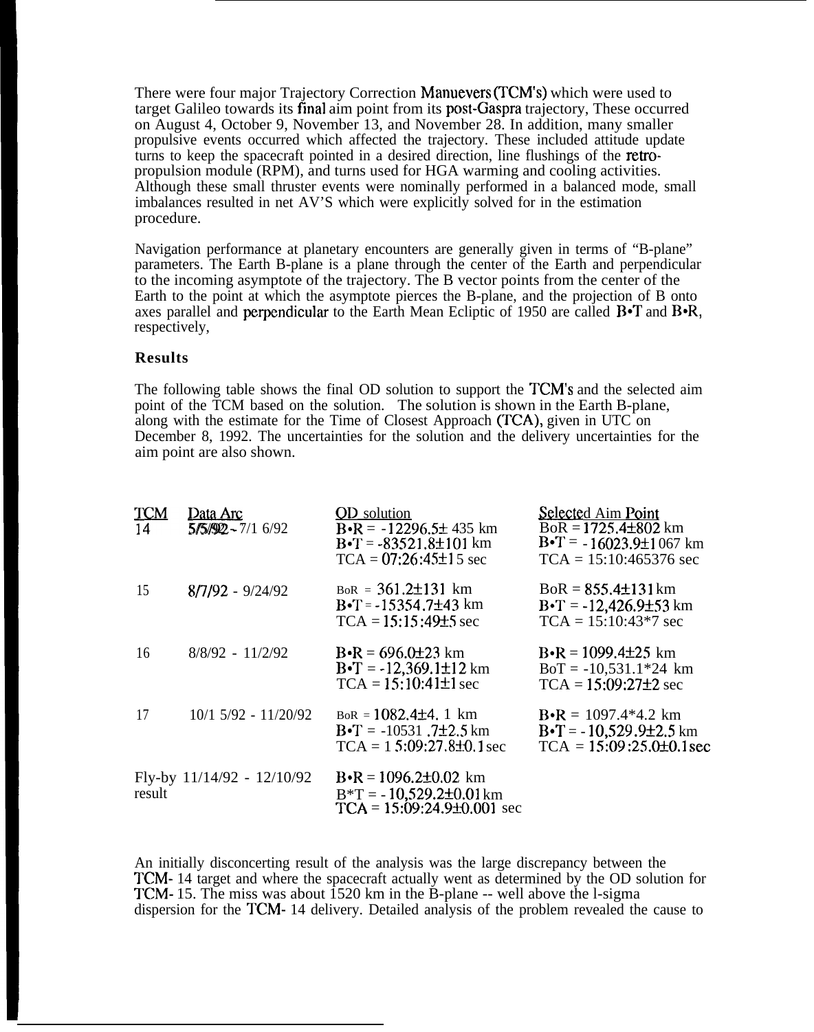There were four major Trajectory Correction Manuevers (TCM's) which were used to target Galileo towards its final aim point from its post-Gaspra trajectory, These occurred on August 4, October 9, November 13, and November 28. In addition, many smaller propulsive events occurred which affected the trajectory. These included attitude update turns to keep the spacecraft pointed in a desired direction, line flushings of the retro-propulsion module (RPM), and turns used for HGA warming and cooling activities. Although these small thruster events were nominally performed in a balanced mode, small imbalances resulted in net ΔV'S which were explicitly solved for in the estimation procedure.

Navigation performance at planetary encounters are generally given in terms of "B-plane" parameters. The Earth B-plane is a plane through the center of the Earth and perpendicular to the incoming asymptote of the trajectory. The B vector points from the center of the Earth to the point at which the asymptote pierces the B-plane, and the projection of B onto axes parallel and perpendicular to the Earth Mean Ecliptic of 1950 are called B•T and B•R, respectively,

## Results

The following table shows the final OD solution to support the TCM's and the selected aim point of the TCM based on the solution. The solution is shown in the Earth B-plane, along with the estimate for the Time of Closest Approach (TCA), given in UTC on December 8, 1992. The uncertainties for the solution and the delivery uncertainties for the aim point are also shown.

| TCM | Data Arc | OD solution | Selected Aim Point |
|---|---|---|---|
| 14 | 5/5/92 - 7/16/92 | B•R = -12296.5± 435 km<br>B•T = -83521.8±101 km<br>TCA = 07:26:45±15 sec | BoR = 1725.4±802 km<br>B•T = -16023.9±1067 km<br>TCA = 15:10:465376 sec |
| 15 | 8/7/92 - 9/24/92 | BoR = 361.2±131 km<br>B•T = -15354.7±43 km<br>TCA = 15:15:49±5 sec | BoR = 855.4±131 km<br>B•T = -12,426.9±53 km<br>TCA = 15:10:43*7 sec |
| 16 | 8/8/92 - 11/2/92 | B•R = 696.0±23 km<br>B•T = -12,369.1±12 km<br>TCA = 15:10:41±1 sec | B•R = 1099.4±25 km<br>BoT = -10,531.1*24 km<br>TCA = 15:09:27±2 sec |
| 17 | 10/15/92 - 11/20/92 | BoR = 1082.4±4. 1 km<br>B•T = -10531 .7±2.5 km<br>TCA = 15:09:27.8±0.1 sec | B•R = 1097.4*4.2 km<br>B•T = -10,529.9±2.5 km<br>TCA = 15:09:25.0±0.1 sec |
| Fly-by result | 11/14/92 - 12/10/92 | B•R = 1096.2±0.02 km<br>B*T = -10,529.2±0.01 km<br>TCA = 15:09:24.9±0.001 sec | |

An initially disconcerting result of the analysis was the large discrepancy between the TCM-14 target and where the spacecraft actually went as determined by the OD solution for TCM-15. The miss was about 1520 km in the B-plane -- well above the 1-sigma dispersion for the TCM-14 delivery. Detailed analysis of the problem revealed the cause to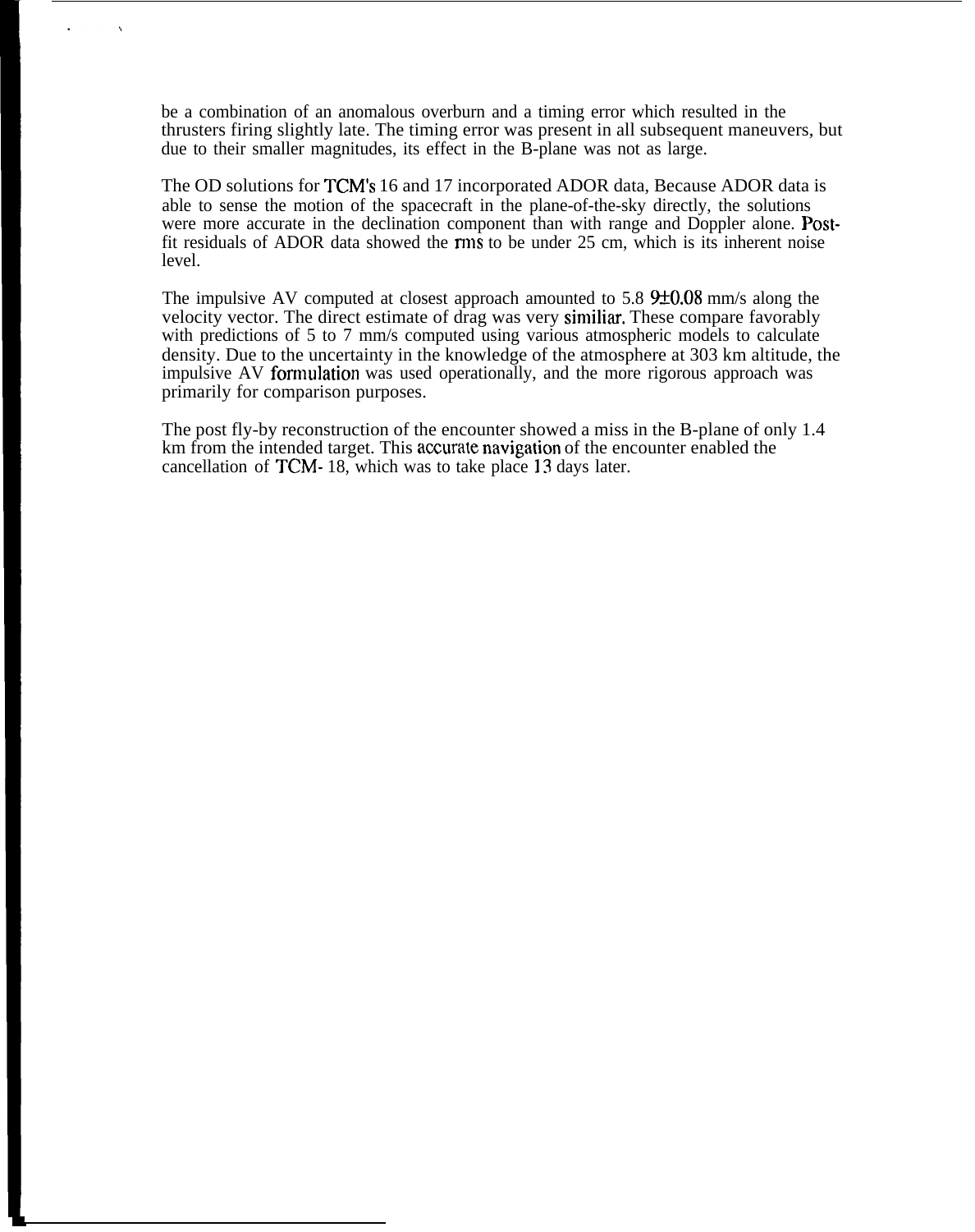be a combination of an anomalous overburn and a timing error which resulted in the thrusters firing slightly late. The timing error was present in all subsequent maneuvers, but due to their smaller magnitudes, its effect in the B-plane was not as large.

The OD solutions for TCM's 16 and 17 incorporated ADOR data, Because ADOR data is able to sense the motion of the spacecraft in the plane-of-the-sky directly, the solutions were more accurate in the declination component than with range and Doppler alone. Post-fit residuals of ADOR data showed the rms to be under 25 cm, which is its inherent noise level.

The impulsive AV computed at closest approach amounted to $5.89 \pm 0.08$ mm/s along the velocity vector. The direct estimate of drag was very similiar. These compare favorably with predictions of 5 to 7 mm/s computed using various atmospheric models to calculate density. Due to the uncertainty in the knowledge of the atmosphere at 303 km altitude, the impulsive AV formulation was used operationally, and the more rigorous approach was primarily for comparison purposes.

The post fly-by reconstruction of the encounter showed a miss in the B-plane of only 1.4 km from the intended target. This accurate navigation of the encounter enabled the cancellation of TCM-18, which was to take place 13 days later.